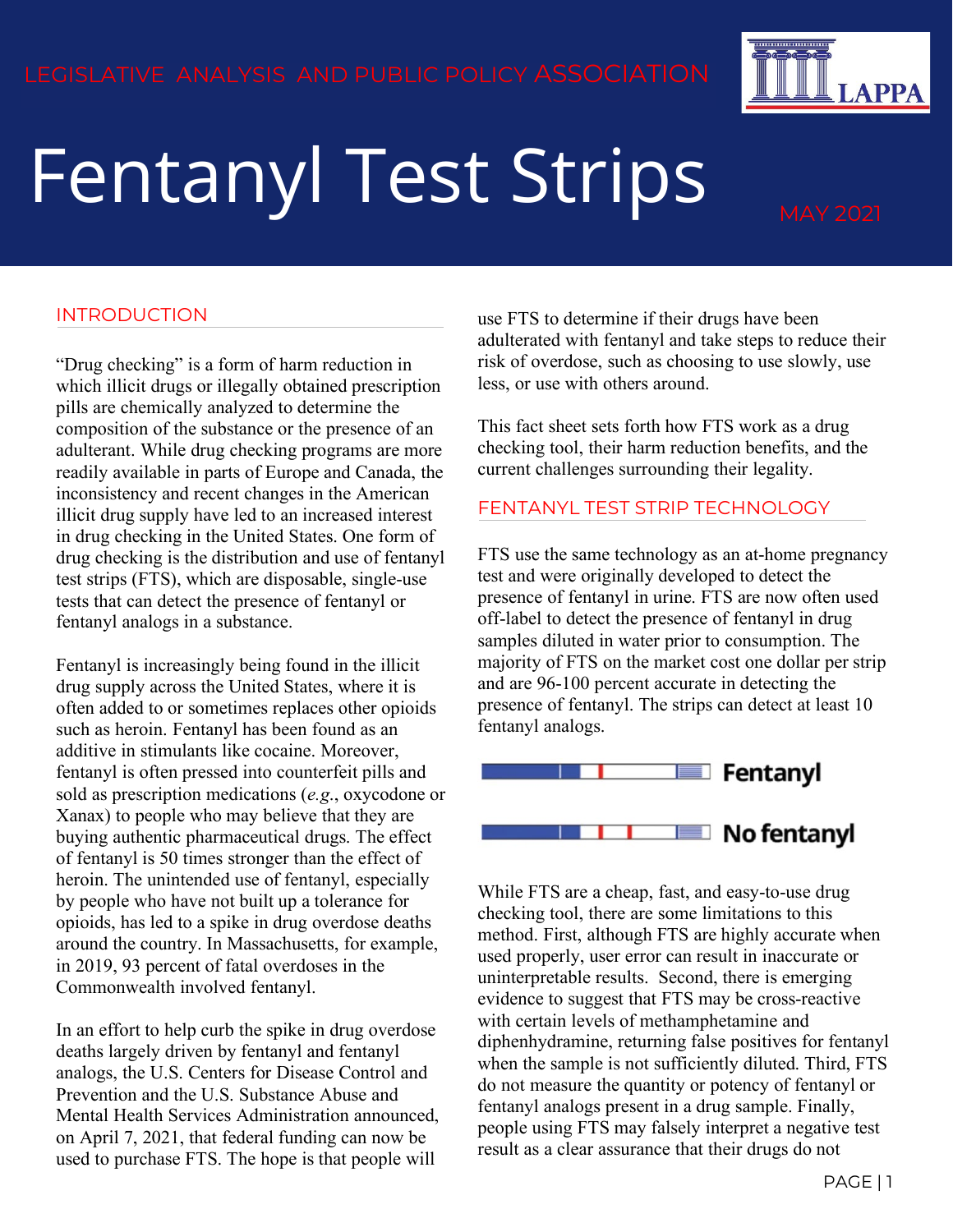LEGISLATIVE ANALYSIS AND PUBLIC POLICY ASSOCIATION

# Fentanyl Test Strips

MAY 2021

## INTRODUCTION

"Drug checking" is a form of harm reduction in which illicit drugs or illegally obtained prescription pills are chemically analyzed to determine the composition of the substance or the presence of an adulterant. While drug checking programs are more readily available in parts of Europe and Canada, the inconsistency and recent changes in the American illicit drug supply have led to an increased interest in drug checking in the United States. One form of drug checking is the distribution and use of fentanyl test strips (FTS), which are disposable, single-use tests that can detect the presence of fentanyl or fentanyl analogs in a substance.

Fentanyl is increasingly being found in the illicit drug supply across the United States, where it is often added to or sometimes replaces other opioids such as heroin. Fentanyl has been found as an additive in stimulants like cocaine. Moreover, fentanyl is often pressed into counterfeit pills and sold as prescription medications (*e.g.*, oxycodone or Xanax) to people who may believe that they are buying authentic pharmaceutical drugs. The effect of fentanyl is 50 times stronger than the effect of heroin. The unintended use of fentanyl, especially by people who have not built up a tolerance for opioids, has led to a spike in drug overdose deaths around the country. In Massachusetts, for example, in 2019, 93 percent of fatal overdoses in the Commonwealth involved fentanyl.

In an effort to help curb the spike in drug overdose deaths largely driven by fentanyl and fentanyl analogs, the U.S. Centers for Disease Control and Prevention and the U.S. Substance Abuse and Mental Health Services Administration announced, on April 7, 2021, that federal funding can now be used to purchase FTS. The hope is that people will use FTS to determine if their drugs have been adulterated with fentanyl and take steps to reduce their risk of overdose, such as choosing to use slowly, use less, or use with others around.

This fact sheet sets forth how FTS work as a drug checking tool, their harm reduction benefits, and the current challenges surrounding their legality.

## FENTANYL TEST STRIP TECHNOLOGY

FTS use the same technology as an at-home pregnancy test and were originally developed to detect the presence of fentanyl in urine. FTS are now often used off-label to detect the presence of fentanyl in drug samples diluted in water prior to consumption. The majority of FTS on the market cost one dollar per strip and are 96-100 percent accurate in detecting the presence of fentanyl. The strips can detect at least 10 fentanyl analogs.

**Fentanyl**

**No fentanyl**

While FTS are a cheap, fast, and easy-to-use drug checking tool, there are some limitations to this method. First, although FTS are highly accurate when used properly, user error can result in inaccurate or uninterpretable results. Second, there is emerging evidence to suggest that FTS may be cross-reactive with certain levels of methamphetamine and diphenhydramine, returning false positives for fentanyl when the sample is not sufficiently diluted. Third, FTS do not measure the quantity or potency of fentanyl or fentanyl analogs present in a drug sample. Finally, people using FTS may falsely interpret a negative test result as a clear assurance that their drugs do not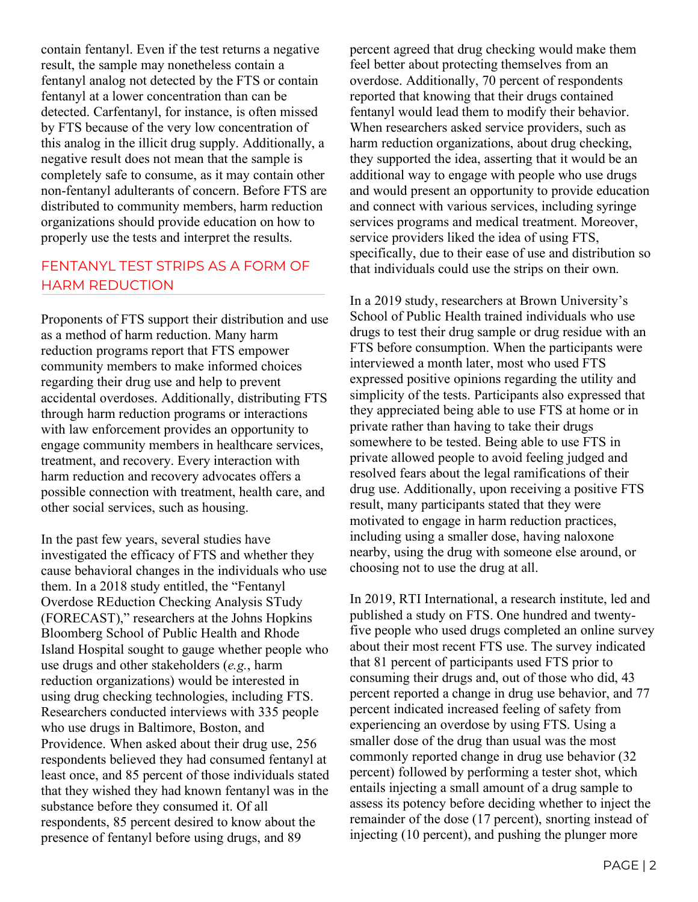contain fentanyl. Even if the test returns a negative result, the sample may nonetheless contain a fentanyl analog not detected by the FTS or contain fentanyl at a lower concentration than can be detected. Carfentanyl, for instance, is often missed by FTS because of the very low concentration of this analog in the illicit drug supply. Additionally, a negative result does not mean that the sample is completely safe to consume, as it may contain other non-fentanyl adulterants of concern. Before FTS are distributed to community members, harm reduction organizations should provide education on how to properly use the tests and interpret the results.

## FENTANYL TEST STRIPS AS A FORM OF HARM REDUCTION

Proponents of FTS support their distribution and use as a method of harm reduction. Many harm reduction programs report that FTS empower community members to make informed choices regarding their drug use and help to prevent accidental overdoses. Additionally, distributing FTS through harm reduction programs or interactions with law enforcement provides an opportunity to engage community members in healthcare services, treatment, and recovery. Every interaction with harm reduction and recovery advocates offers a possible connection with treatment, health care, and other social services, such as housing.

In the past few years, several studies have investigated the efficacy of FTS and whether they cause behavioral changes in the individuals who use them. In a 2018 study entitled, the "Fentanyl Overdose REduction Checking Analysis STudy (FORECAST)," researchers at the Johns Hopkins Bloomberg School of Public Health and Rhode Island Hospital sought to gauge whether people who use drugs and other stakeholders (*e.g.*, harm reduction organizations) would be interested in using drug checking technologies, including FTS. Researchers conducted interviews with 335 people who use drugs in Baltimore, Boston, and Providence. When asked about their drug use, 256 respondents believed they had consumed fentanyl at least once, and 85 percent of those individuals stated that they wished they had known fentanyl was in the substance before they consumed it. Of all respondents, 85 percent desired to know about the presence of fentanyl before using drugs, and 89 percent agreed that drug checking would make them feel better about protecting themselves from an overdose. Additionally, 70 percent of respondents reported that knowing that their drugs contained fentanyl would lead them to modify their behavior. When researchers asked service providers, such as harm reduction organizations, about drug checking, they supported the idea, asserting that it would be an additional way to engage with people who use drugs and would present an opportunity to provide education and connect with various services, including syringe services programs and medical treatment. Moreover, service providers liked the idea of using FTS, specifically, due to their ease of use and distribution so that individuals could use the strips on their own.

In a 2019 study, researchers at Brown University's School of Public Health trained individuals who use drugs to test their drug sample or drug residue with an FTS before consumption. When the participants were interviewed a month later, most who used FTS expressed positive opinions regarding the utility and simplicity of the tests. Participants also expressed that they appreciated being able to use FTS at home or in private rather than having to take their drugs somewhere to be tested. Being able to use FTS in private allowed people to avoid feeling judged and resolved fears about the legal ramifications of their drug use. Additionally, upon receiving a positive FTS result, many participants stated that they were motivated to engage in harm reduction practices, including using a smaller dose, having naloxone nearby, using the drug with someone else around, or choosing not to use the drug at all.

In 2019, RTI International, a research institute, led and published a study on FTS. One hundred and twenty-five people who used drugs completed an online survey about their most recent FTS use. The survey indicated that 81 percent of participants used FTS prior to consuming their drugs and, out of those who did, 43 percent reported a change in drug use behavior, and 77 percent indicated increased feeling of safety from experiencing an overdose by using FTS. Using a smaller dose of the drug than usual was the most commonly reported change in drug use behavior (32 percent) followed by performing a tester shot, which entails injecting a small amount of a drug sample to assess its potency before deciding whether to inject the remainder of the dose (17 percent), snorting instead of injecting (10 percent), and pushing the plunger more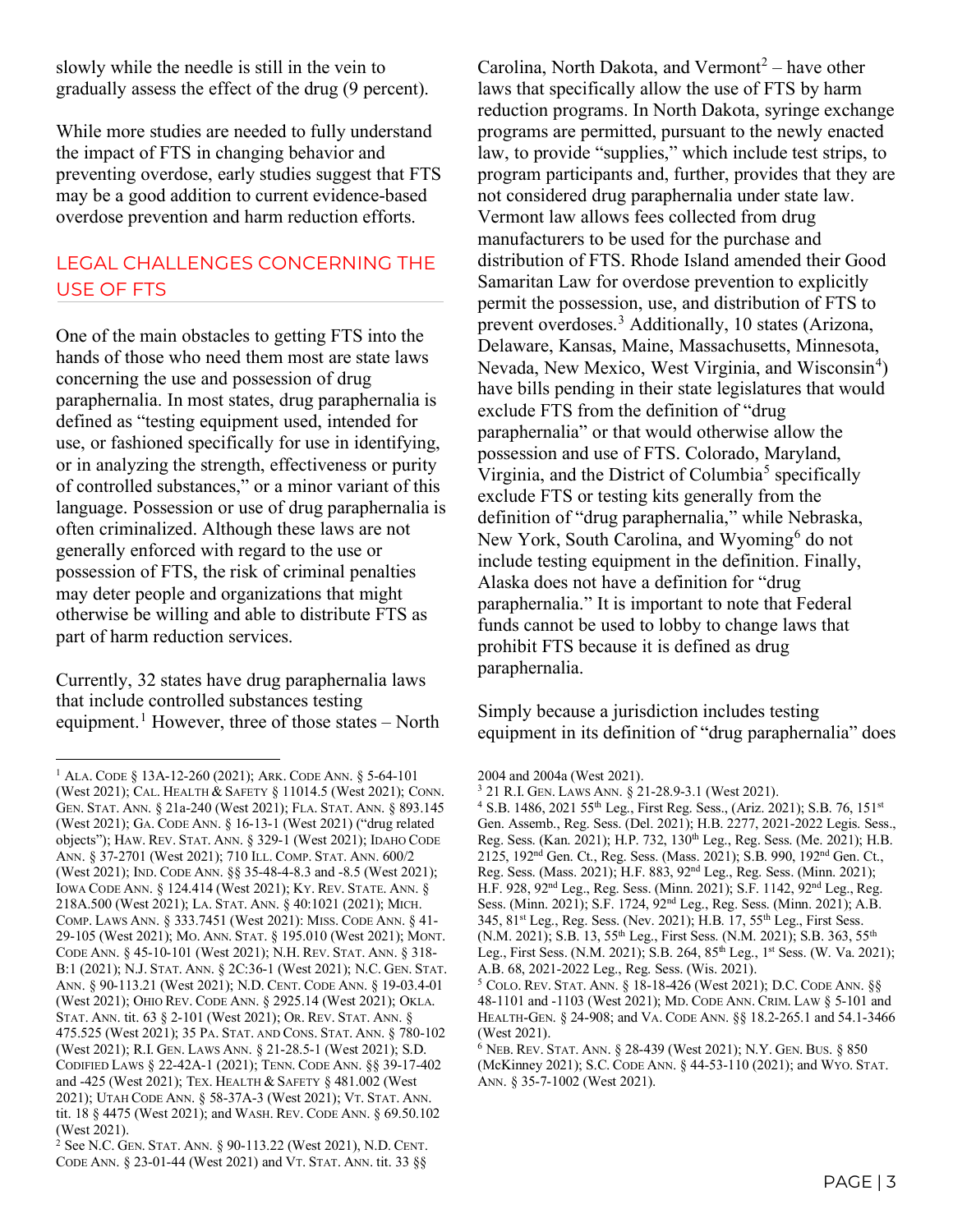slowly while the needle is still in the vein to gradually assess the effect of the drug (9 percent).

While more studies are needed to fully understand the impact of FTS in changing behavior and preventing overdose, early studies suggest that FTS may be a good addition to current evidence-based overdose prevention and harm reduction efforts.

## LEGAL CHALLENGES CONCERNING THE USE OF FTS

One of the main obstacles to getting FTS into the hands of those who need them most are state laws concerning the use and possession of drug paraphernalia. In most states, drug paraphernalia is defined as "testing equipment used, intended for use, or fashioned specifically for use in identifying, or in analyzing the strength, effectiveness or purity of controlled substances," or a minor variant of this language. Possession or use of drug paraphernalia is often criminalized. Although these laws are not generally enforced with regard to the use or possession of FTS, the risk of criminal penalties may deter people and organizations that might otherwise be willing and able to distribute FTS as part of harm reduction services.

Currently, 32 states have drug paraphernalia laws that include controlled substances testing equipment.[1] However, three of those states – North Carolina, North Dakota, and Vermont[2] – have other laws that specifically allow the use of FTS by harm reduction programs. In North Dakota, syringe exchange programs are permitted, pursuant to the newly enacted law, to provide "supplies," which include test strips, to program participants and, further, provides that they are not considered drug paraphernalia under state law. Vermont law allows fees collected from drug manufacturers to be used for the purchase and distribution of FTS. Rhode Island amended their Good Samaritan Law for overdose prevention to explicitly permit the possession, use, and distribution of FTS to prevent overdoses.[3] Additionally, 10 states (Arizona, Delaware, Kansas, Maine, Massachusetts, Minnesota, Nevada, New Mexico, West Virginia, and Wisconsin[4]) have bills pending in their state legislatures that would exclude FTS from the definition of "drug paraphernalia" or that would otherwise allow the possession and use of FTS. Colorado, Maryland, Virginia, and the District of Columbia[5] specifically exclude FTS or testing kits generally from the definition of "drug paraphernalia," while Nebraska, New York, South Carolina, and Wyoming[6] do not include testing equipment in the definition. Finally, Alaska does not have a definition for "drug paraphernalia." It is important to note that Federal funds cannot be used to lobby to change laws that prohibit FTS because it is defined as drug paraphernalia.

Simply because a jurisdiction includes testing equipment in its definition of "drug paraphernalia" does

---

[1] ALA. CODE § 13A-12-260 (2021); ARK. CODE ANN. § 5-64-101 (West 2021); CAL. HEALTH & SAFETY § 11014.5 (West 2021); CONN. GEN. STAT. ANN. § 21a-240 (West 2021); FLA. STAT. ANN. § 893.145 (West 2021); GA. CODE ANN. § 16-13-1 (West 2021) ("drug related objects"); HAW. REV. STAT. ANN. § 329-1 (West 2021); IDAHO CODE ANN. § 37-2701 (West 2021); 710 ILL. COMP. STAT. ANN. 600/2 (West 2021); IND. CODE ANN. §§ 35-48-4-8.3 and -8.5 (West 2021); IOWA CODE ANN. § 124.414 (West 2021); KY. REV. STATE. ANN. § 218A.500 (West 2021); LA. STAT. ANN. § 40:1021 (2021); MICH. COMP. LAWS ANN. § 333.7451 (West 2021): MISS. CODE ANN. § 41-29-105 (West 2021); MO. ANN. STAT. § 195.010 (West 2021); MONT. CODE ANN. § 45-10-101 (West 2021); N.H. REV. STAT. ANN. § 318-B:1 (2021); N.J. STAT. ANN. § 2C:36-1 (West 2021); N.C. GEN. STAT. ANN. § 90-113.21 (West 2021); N.D. CENT. CODE ANN. § 19-03.4-01 (West 2021); OHIO REV. CODE ANN. § 2925.14 (West 2021); OKLA. STAT. ANN. tit. 63 § 2-101 (West 2021); OR. REV. STAT. ANN. § 475.525 (West 2021); 35 PA. STAT. AND CONS. STAT. ANN. § 780-102 (West 2021); R.I. GEN. LAWS ANN. § 21-28.5-1 (West 2021); S.D. CODIFIED LAWS § 22-42A-1 (2021); TENN. CODE ANN. §§ 39-17-402 and -425 (West 2021); TEX. HEALTH & SAFETY § 481.002 (West 2021); UTAH CODE ANN. § 58-37A-3 (West 2021); VT. STAT. ANN. tit. 18 § 4475 (West 2021); and WASH. REV. CODE ANN. § 69.50.102 (West 2021).

[2] See N.C. GEN. STAT. ANN. § 90-113.22 (West 2021), N.D. CENT. CODE ANN. § 23-01-44 (West 2021) and VT. STAT. ANN. tit. 33 §§ 2004 and 2004a (West 2021).

[3] 21 R.I. GEN. LAWS ANN. § 21-28.9-3.1 (West 2021).

[4] S.B. 1486, 2021 55th Leg., First Reg. Sess., (Ariz. 2021); S.B. 76, 151st Gen. Assemb., Reg. Sess. (Del. 2021); H.B. 2277, 2021-2022 Legis. Sess., Reg. Sess. (Kan. 2021); H.P. 732, 130th Leg., Reg. Sess. (Me. 2021); H.B. 2125, 192nd Gen. Ct., Reg. Sess. (Mass. 2021); S.B. 990, 192nd Gen. Ct., Reg. Sess. (Mass. 2021); H.F. 883, 92nd Leg., Reg. Sess. (Minn. 2021); H.F. 928, 92nd Leg., Reg. Sess. (Minn. 2021); S.F. 1142, 92nd Leg., Reg. Sess. (Minn. 2021); S.F. 1724, 92nd Leg., Reg. Sess. (Minn. 2021); A.B. 345, 81st Leg., Reg. Sess. (Nev. 2021); H.B. 17, 55th Leg., First Sess. (N.M. 2021); S.B. 13, 55th Leg., First Sess. (N.M. 2021); S.B. 363, 55th Leg., First Sess. (N.M. 2021); S.B. 264, 85th Leg., 1st Sess. (W. Va. 2021); A.B. 68, 2021-2022 Leg., Reg. Sess. (Wis. 2021).

[5] COLO. REV. STAT. ANN. § 18-18-426 (West 2021); D.C. CODE ANN. §§ 48-1101 and -1103 (West 2021); MD. CODE ANN. CRIM. LAW § 5-101 and HEALTH-GEN. § 24-908; and VA. CODE ANN. §§ 18.2-265.1 and 54.1-3466 (West 2021).

[6] NEB. REV. STAT. ANN. § 28-439 (West 2021); N.Y. GEN. BUS. § 850 (McKinney 2021); S.C. CODE ANN. § 44-53-110 (2021); and WYO. STAT. ANN. § 35-7-1002 (West 2021).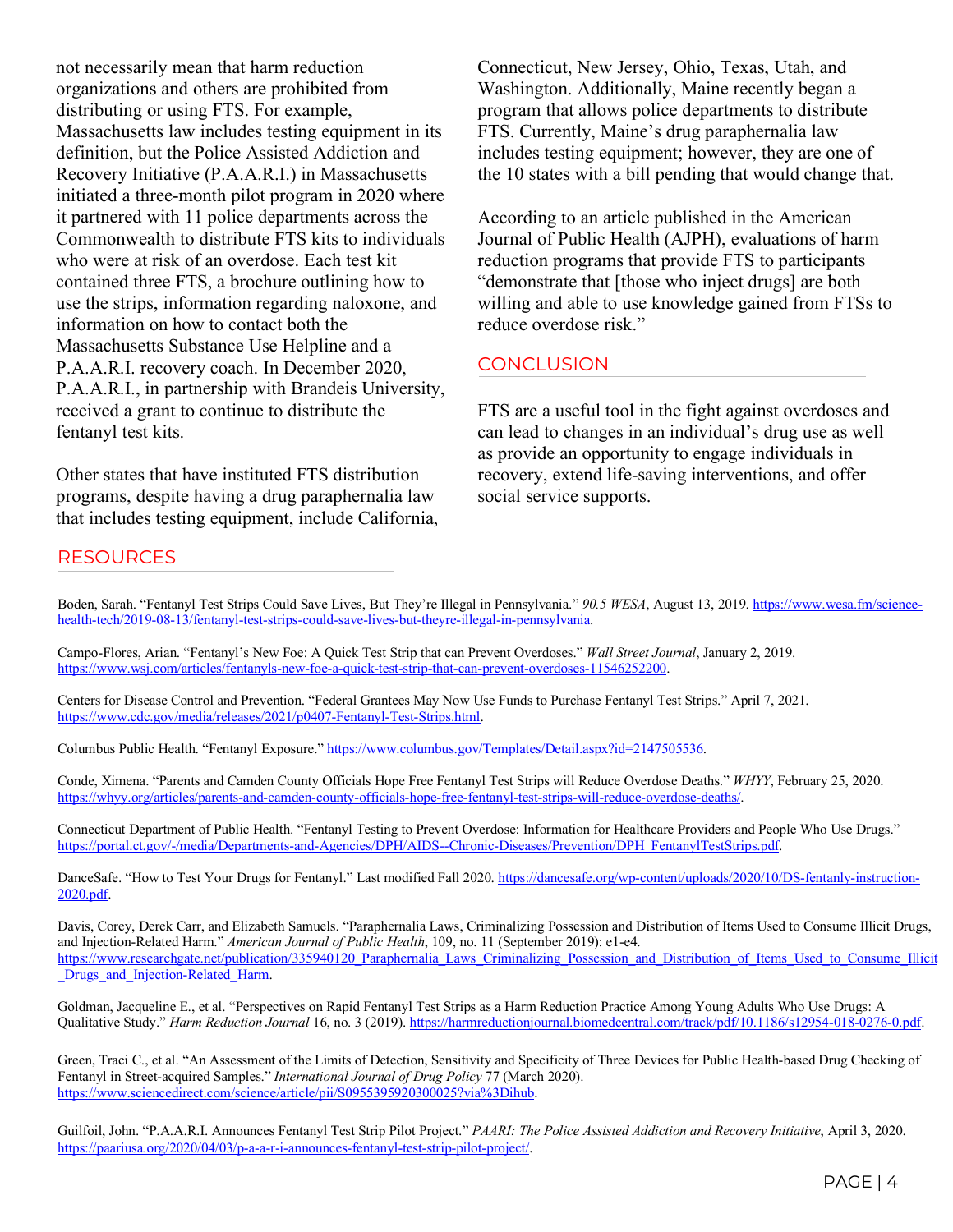not necessarily mean that harm reduction organizations and others are prohibited from distributing or using FTS. For example, Massachusetts law includes testing equipment in its definition, but the Police Assisted Addiction and Recovery Initiative (P.A.A.R.I.) in Massachusetts initiated a three-month pilot program in 2020 where it partnered with 11 police departments across the Commonwealth to distribute FTS kits to individuals who were at risk of an overdose. Each test kit contained three FTS, a brochure outlining how to use the strips, information regarding naloxone, and information on how to contact both the Massachusetts Substance Use Helpline and a P.A.A.R.I. recovery coach. In December 2020, P.A.A.R.I., in partnership with Brandeis University, received a grant to continue to distribute the fentanyl test kits.

Other states that have instituted FTS distribution programs, despite having a drug paraphernalia law that includes testing equipment, include California, Connecticut, New Jersey, Ohio, Texas, Utah, and Washington. Additionally, Maine recently began a program that allows police departments to distribute FTS. Currently, Maine's drug paraphernalia law includes testing equipment; however, they are one of the 10 states with a bill pending that would change that.

According to an article published in the American Journal of Public Health (AJPH), evaluations of harm reduction programs that provide FTS to participants "demonstrate that [those who inject drugs] are both willing and able to use knowledge gained from FTSs to reduce overdose risk."

## CONCLUSION

FTS are a useful tool in the fight against overdoses and can lead to changes in an individual's drug use as well as provide an opportunity to engage individuals in recovery, extend life-saving interventions, and offer social service supports.

## RESOURCES

Boden, Sarah. "Fentanyl Test Strips Could Save Lives, But They're Illegal in Pennsylvania." *90.5 WESA*, August 13, 2019. https://www.wesa.fm/science-health-tech/2019-08-13/fentanyl-test-strips-could-save-lives-but-theyre-illegal-in-pennsylvania.

Campo-Flores, Arian. "Fentanyl's New Foe: A Quick Test Strip that can Prevent Overdoses." *Wall Street Journal*, January 2, 2019. https://www.wsj.com/articles/fentanyls-new-foe-a-quick-test-strip-that-can-prevent-overdoses-11546252200.

Centers for Disease Control and Prevention. "Federal Grantees May Now Use Funds to Purchase Fentanyl Test Strips." April 7, 2021. https://www.cdc.gov/media/releases/2021/p0407-Fentanyl-Test-Strips.html.

Columbus Public Health. "Fentanyl Exposure." https://www.columbus.gov/Templates/Detail.aspx?id=2147505536.

Conde, Ximena. "Parents and Camden County Officials Hope Free Fentanyl Test Strips will Reduce Overdose Deaths." *WHYY*, February 25, 2020. https://whyy.org/articles/parents-and-camden-county-officials-hope-free-fentanyl-test-strips-will-reduce-overdose-deaths/.

Connecticut Department of Public Health. "Fentanyl Testing to Prevent Overdose: Information for Healthcare Providers and People Who Use Drugs." https://portal.ct.gov/-/media/Departments-and-Agencies/DPH/AIDS--Chronic-Diseases/Prevention/DPH_FentanylTestStrips.pdf.

DanceSafe. "How to Test Your Drugs for Fentanyl." Last modified Fall 2020. https://dancesafe.org/wp-content/uploads/2020/10/DS-fentanly-instruction-2020.pdf.

Davis, Corey, Derek Carr, and Elizabeth Samuels. "Paraphernalia Laws, Criminalizing Possession and Distribution of Items Used to Consume Illicit Drugs, and Injection-Related Harm." *American Journal of Public Health*, 109, no. 11 (September 2019): e1-e4. https://www.researchgate.net/publication/335940120_Paraphernalia_Laws_Criminalizing_Possession_and_Distribution_of_Items_Used_to_Consume_Illicit_Drugs_and_Injection-Related_Harm.

Goldman, Jacqueline E., et al. "Perspectives on Rapid Fentanyl Test Strips as a Harm Reduction Practice Among Young Adults Who Use Drugs: A Qualitative Study." *Harm Reduction Journal* 16, no. 3 (2019). https://harmreductionjournal.biomedcentral.com/track/pdf/10.1186/s12954-018-0276-0.pdf.

Green, Traci C., et al. "An Assessment of the Limits of Detection, Sensitivity and Specificity of Three Devices for Public Health-based Drug Checking of Fentanyl in Street-acquired Samples." *International Journal of Drug Policy* 77 (March 2020). https://www.sciencedirect.com/science/article/pii/S0955395920300025?via%3Dihub.

Guilfoil, John. "P.A.A.R.I. Announces Fentanyl Test Strip Pilot Project." *PAARI: The Police Assisted Addiction and Recovery Initiative*, April 3, 2020. https://paariusa.org/2020/04/03/p-a-a-r-i-announces-fentanyl-test-strip-pilot-project/.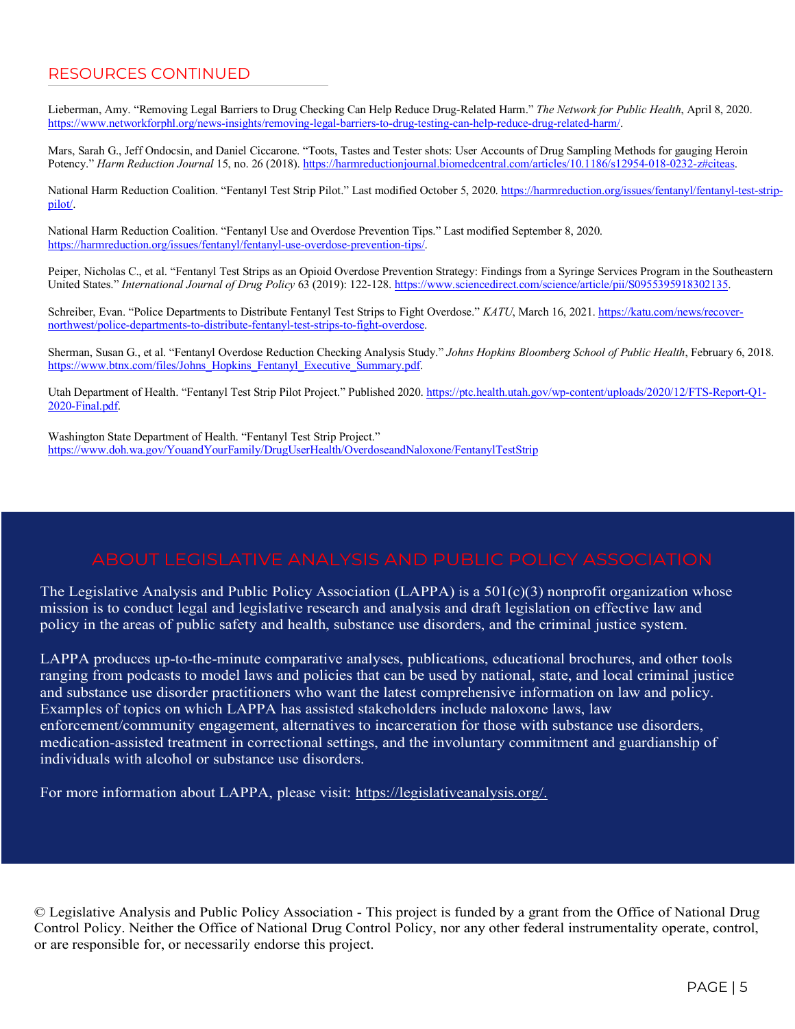## RESOURCES CONTINUED

Lieberman, Amy. "Removing Legal Barriers to Drug Checking Can Help Reduce Drug-Related Harm." *The Network for Public Health*, April 8, 2020. https://www.networkforphl.org/news-insights/removing-legal-barriers-to-drug-testing-can-help-reduce-drug-related-harm/.

Mars, Sarah G., Jeff Ondocsin, and Daniel Ciccarone. "Toots, Tastes and Tester shots: User Accounts of Drug Sampling Methods for gauging Heroin Potency." *Harm Reduction Journal* 15, no. 26 (2018). https://harmreductionjournal.biomedcentral.com/articles/10.1186/s12954-018-0232-z#citeas.

National Harm Reduction Coalition. "Fentanyl Test Strip Pilot." Last modified October 5, 2020. https://harmreduction.org/issues/fentanyl/fentanyl-test-strip-pilot/.

National Harm Reduction Coalition. "Fentanyl Use and Overdose Prevention Tips." Last modified September 8, 2020. https://harmreduction.org/issues/fentanyl/fentanyl-use-overdose-prevention-tips/.

Peiper, Nicholas C., et al. "Fentanyl Test Strips as an Opioid Overdose Prevention Strategy: Findings from a Syringe Services Program in the Southeastern United States." *International Journal of Drug Policy* 63 (2019): 122-128. https://www.sciencedirect.com/science/article/pii/S0955395918302135.

Schreiber, Evan. "Police Departments to Distribute Fentanyl Test Strips to Fight Overdose." *KATU*, March 16, 2021. https://katu.com/news/recover-northwest/police-departments-to-distribute-fentanyl-test-strips-to-fight-overdose.

Sherman, Susan G., et al. "Fentanyl Overdose Reduction Checking Analysis Study." *Johns Hopkins Bloomberg School of Public Health*, February 6, 2018. https://www.btnx.com/files/Johns_Hopkins_Fentanyl_Executive_Summary.pdf.

Utah Department of Health. "Fentanyl Test Strip Pilot Project." Published 2020. https://ptc.health.utah.gov/wp-content/uploads/2020/12/FTS-Report-Q1-2020-Final.pdf.

Washington State Department of Health. "Fentanyl Test Strip Project." https://www.doh.wa.gov/YouandYourFamily/DrugUserHealth/OverdoseandNaloxone/FentanylTestStrip

## ABOUT LEGISLATIVE ANALYSIS AND PUBLIC POLICY ASSOCIATION

The Legislative Analysis and Public Policy Association (LAPPA) is a 501(c)(3) nonprofit organization whose mission is to conduct legal and legislative research and analysis and draft legislation on effective law and policy in the areas of public safety and health, substance use disorders, and the criminal justice system.

LAPPA produces up-to-the-minute comparative analyses, publications, educational brochures, and other tools ranging from podcasts to model laws and policies that can be used by national, state, and local criminal justice and substance use disorder practitioners who want the latest comprehensive information on law and policy. Examples of topics on which LAPPA has assisted stakeholders include naloxone laws, law enforcement/community engagement, alternatives to incarceration for those with substance use disorders, medication-assisted treatment in correctional settings, and the involuntary commitment and guardianship of individuals with alcohol or substance use disorders.

For more information about LAPPA, please visit: https://legislativeanalysis.org/.

© Legislative Analysis and Public Policy Association - This project is funded by a grant from the Office of National Drug Control Policy. Neither the Office of National Drug Control Policy, nor any other federal instrumentality operate, control, or are responsible for, or necessarily endorse this project.